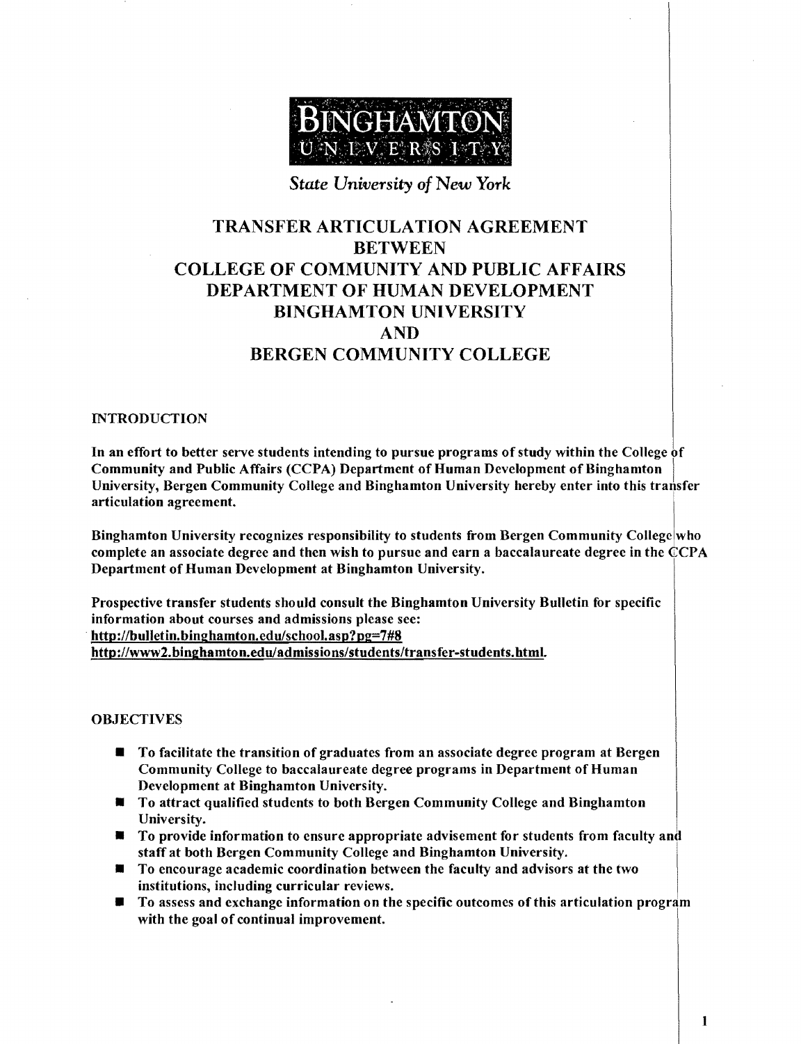BINGHAMTON UNIVERSITY

*State University of New York*

# TRANSFER ARTICULATION AGREEMENT BETWEEN COLLEGE OF COMMUNITY AND PUBLIC AFFAIRS DEPARTMENT OF HUMAN DEVELOPMENT BINGHAMTON UNIVERSITY AND BERGEN COMMUNITY COLLEGE

## INTRODUCTION

**In an effort to better serve students intending to pursue programs of study within the College of Community and Public Affairs (CCPA) Department of Human Development of Binghamton University, Bergen Community College and Binghamton University hereby enter into this transfer articulation agreement.**

**Binghamton University recognizes responsibility to students from Bergen Community College who complete an associate degree and then wish to pursue and earn a baccalaureate degree in the CCPA Department of Human Development at Binghamton University.**

**Prospective transfer students should consult the Binghamton University Bulletin for specific information about courses and admissions please see:**
**http://bulletin.binghamton.edu/school.asp?pg=7#8**
**http://www2.binghamton.edu/admissions/students/transfer-students.html.**

## OBJECTIVES

- **To facilitate the transition of graduates from an associate degree program at Bergen Community College to baccalaureate degree programs in Department of Human Development at Binghamton University.**
- **To attract qualified students to both Bergen Community College and Binghamton University.**
- **To provide information to ensure appropriate advisement for students from faculty and staff at both Bergen Community College and Binghamton University.**
- **To encourage academic coordination between the faculty and advisors at the two institutions, including curricular reviews.**
- **To assess and exchange information on the specific outcomes of this articulation program with the goal of continual improvement.**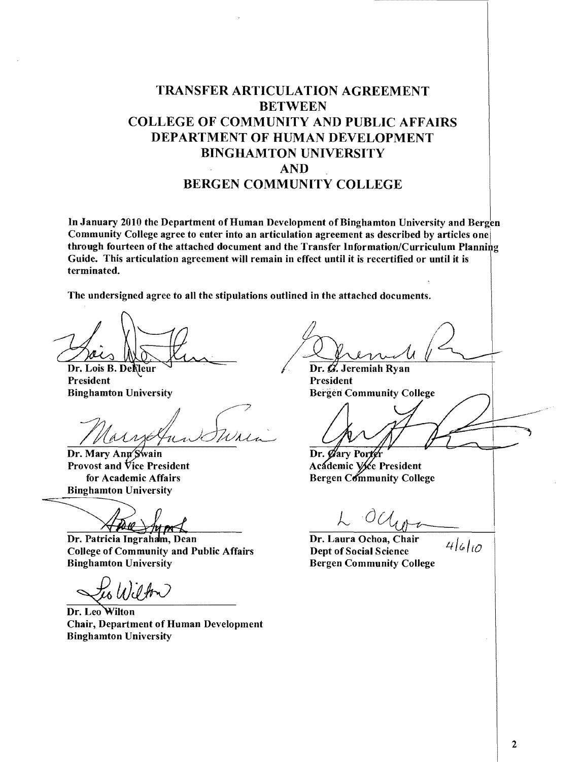# TRANSFER ARTICULATION AGREEMENT BETWEEN COLLEGE OF COMMUNITY AND PUBLIC AFFAIRS DEPARTMENT OF HUMAN DEVELOPMENT BINGHAMTON UNIVERSITY AND BERGEN COMMUNITY COLLEGE

**In January 2010 the Department of Human Development of Binghamton University and Bergen Community College agree to enter into an articulation agreement as described by articles one through fourteen of the attached document and the Transfer Information/Curriculum Planning Guide. This articulation agreement will remain in effect until it is recertified or until it is terminated.**

**The undersigned agree to all the stipulations outlined in the attached documents.**

**Dr. Lois B. DeFleur**
**President**
**Binghamton University**

**Dr. Mary Ann Swain**
**Provost and Vice President for Academic Affairs**
**Binghamton University**

**Dr. Patricia Ingraham, Dean**
**College of Community and Public Affairs**
**Binghamton University**

**Dr. Leo Wilton**
**Chair, Department of Human Development**
**Binghamton University**

**Dr. G. Jeremiah Ryan**
**President**
**Bergen Community College**

**Dr. Gary Porter**
**Academic Vice President**
**Bergen Community College**

**Dr. Laura Ochoa, Chair**
**Dept of Social Science**
**Bergen Community College**

4/6/10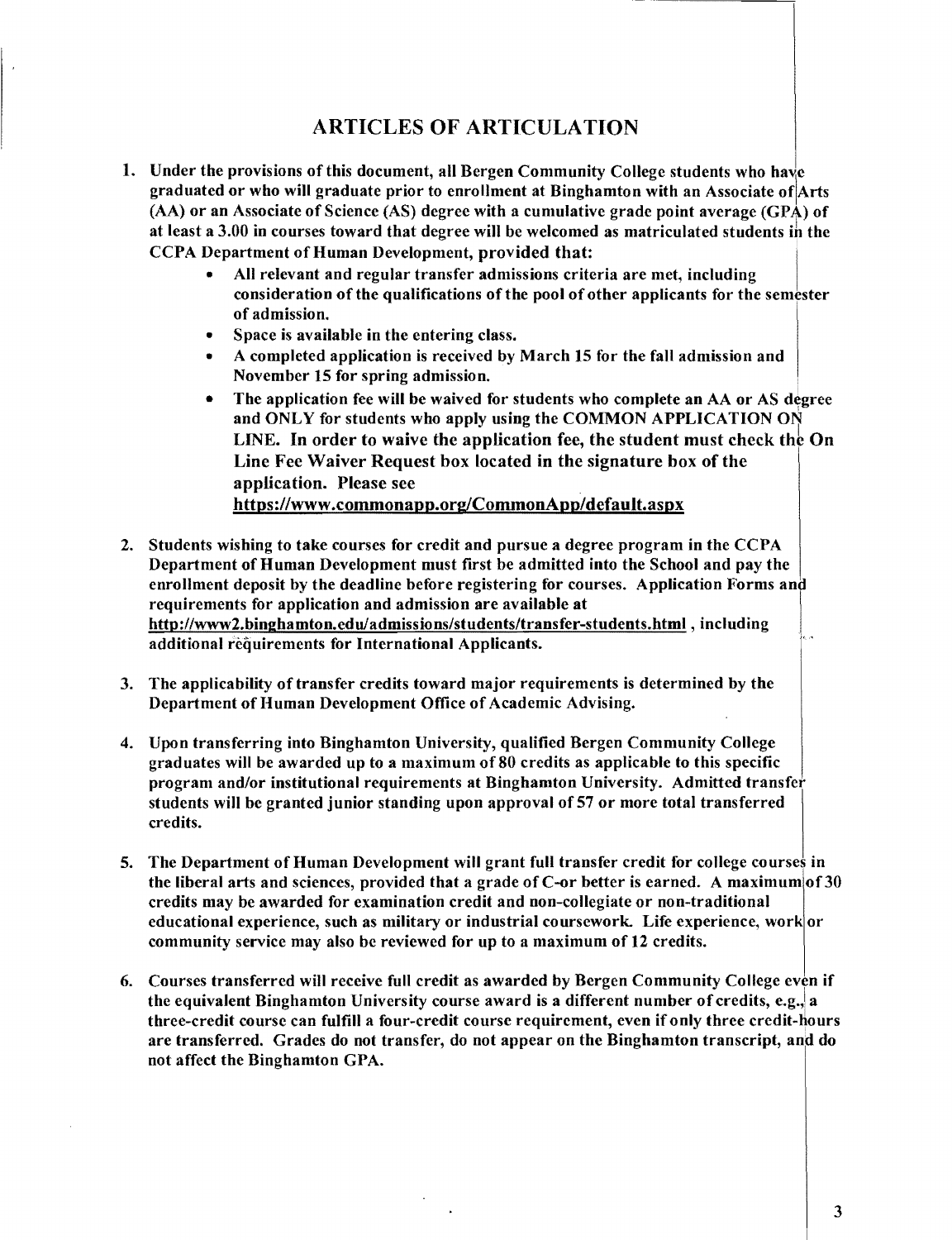# ARTICLES OF ARTICULATION

1. Under the provisions of this document, all Bergen Community College students who have graduated or who will graduate prior to enrollment at Binghamton with an Associate of Arts (AA) or an Associate of Science (AS) degree with a cumulative grade point average (GPA) of at least a 3.00 in courses toward that degree will be welcomed as matriculated students in the CCPA Department of Human Development, provided that:
   - All relevant and regular transfer admissions criteria are met, including consideration of the qualifications of the pool of other applicants for the semester of admission.
   - Space is available in the entering class.
   - A completed application is received by March 15 for the fall admission and November 15 for spring admission.
   - The application fee will be waived for students who complete an AA or AS degree and ONLY for students who apply using the COMMON APPLICATION ON LINE. In order to waive the application fee, the student must check the On Line Fee Waiver Request box located in the signature box of the application. Please see https://www.commonapp.org/CommonApp/default.aspx

2. Students wishing to take courses for credit and pursue a degree program in the CCPA Department of Human Development must first be admitted into the School and pay the enrollment deposit by the deadline before registering for courses. Application Forms and requirements for application and admission are available at http://www2.binghamton.edu/admissions/students/transfer-students.html , including additional requirements for International Applicants.

3. The applicability of transfer credits toward major requirements is determined by the Department of Human Development Office of Academic Advising.

4. Upon transferring into Binghamton University, qualified Bergen Community College graduates will be awarded up to a maximum of 80 credits as applicable to this specific program and/or institutional requirements at Binghamton University. Admitted transfer students will be granted junior standing upon approval of 57 or more total transferred credits.

5. The Department of Human Development will grant full transfer credit for college courses in the liberal arts and sciences, provided that a grade of C-or better is earned. A maximum of 30 credits may be awarded for examination credit and non-collegiate or non-traditional educational experience, such as military or industrial coursework. Life experience, work or community service may also be reviewed for up to a maximum of 12 credits.

6. Courses transferred will receive full credit as awarded by Bergen Community College even if the equivalent Binghamton University course award is a different number of credits, e.g., a three-credit course can fulfill a four-credit course requirement, even if only three credit-hours are transferred. Grades do not transfer, do not appear on the Binghamton transcript, and do not affect the Binghamton GPA.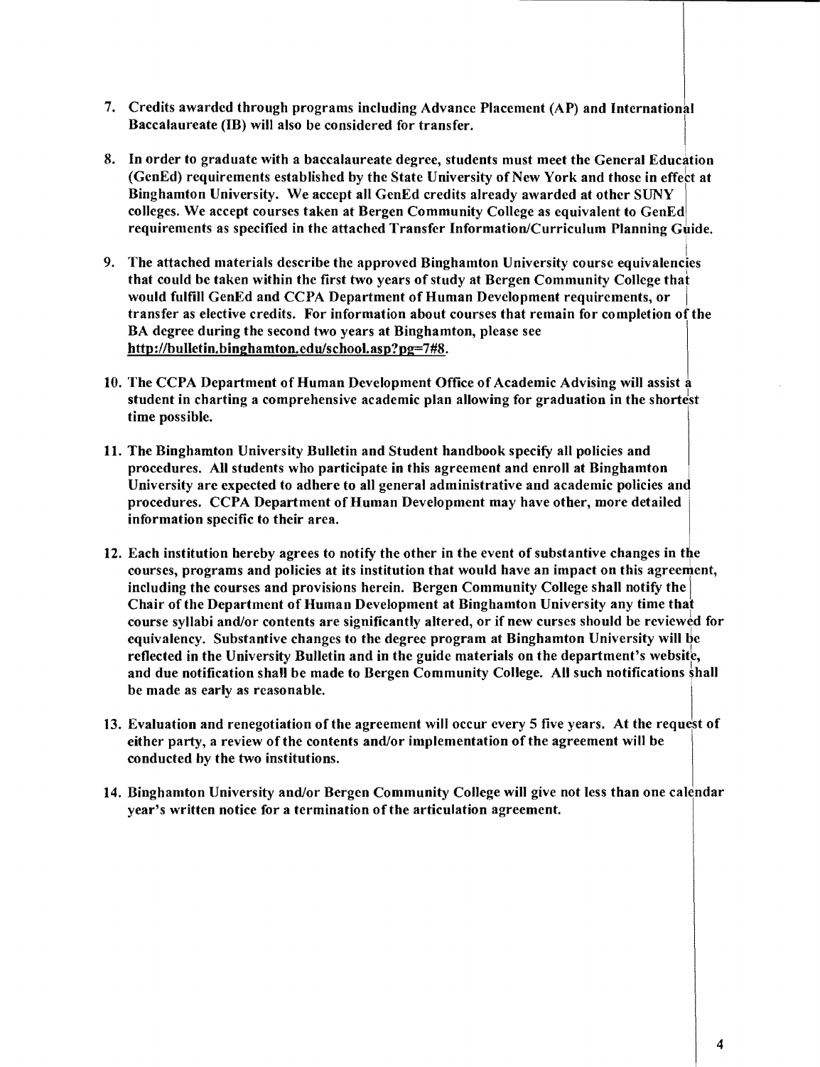7. **Credits awarded through programs including Advance Placement (AP) and International Baccalaureate (IB) will also be considered for transfer.**

8. **In order to graduate with a baccalaureate degree, students must meet the General Education (GenEd) requirements established by the State University of New York and those in effect at Binghamton University. We accept all GenEd credits already awarded at other SUNY colleges. We accept courses taken at Bergen Community College as equivalent to GenEd requirements as specified in the attached Transfer Information/Curriculum Planning Guide.**

9. **The attached materials describe the approved Binghamton University course equivalencies that could be taken within the first two years of study at Bergen Community College that would fulfill GenEd and CCPA Department of Human Development requirements, or transfer as elective credits. For information about courses that remain for completion of the BA degree during the second two years at Binghamton, please see http://bulletin.binghamton.edu/school.asp?pg=7#8.**

10. **The CCPA Department of Human Development Office of Academic Advising will assist a student in charting a comprehensive academic plan allowing for graduation in the shortest time possible.**

11. **The Binghamton University Bulletin and Student handbook specify all policies and procedures. All students who participate in this agreement and enroll at Binghamton University are expected to adhere to all general administrative and academic policies and procedures. CCPA Department of Human Development may have other, more detailed information specific to their area.**

12. **Each institution hereby agrees to notify the other in the event of substantive changes in the courses, programs and policies at its institution that would have an impact on this agreement, including the courses and provisions herein. Bergen Community College shall notify the Chair of the Department of Human Development at Binghamton University any time that course syllabi and/or contents are significantly altered, or if new curses should be reviewed for equivalency. Substantive changes to the degree program at Binghamton University will be reflected in the University Bulletin and in the guide materials on the department's website, and due notification shall be made to Bergen Community College. All such notifications shall be made as early as reasonable.**

13. **Evaluation and renegotiation of the agreement will occur every 5 five years. At the request of either party, a review of the contents and/or implementation of the agreement will be conducted by the two institutions.**

14. **Binghamton University and/or Bergen Community College will give not less than one calendar year's written notice for a termination of the articulation agreement.**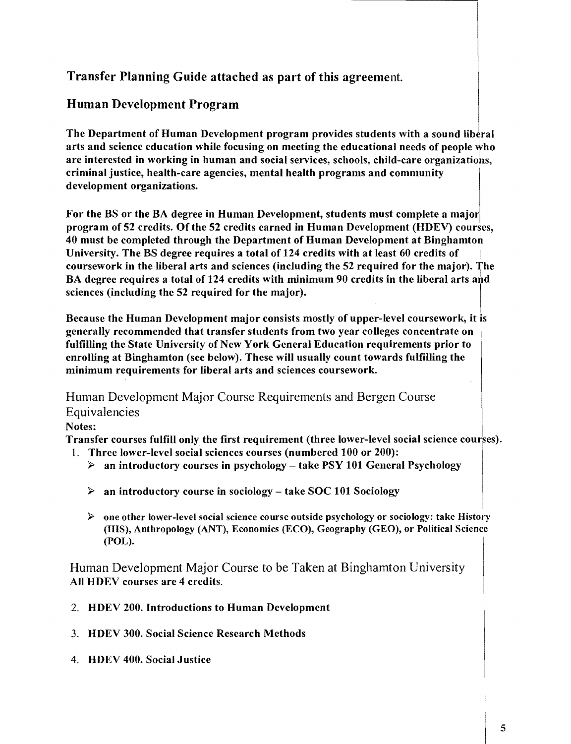## Transfer Planning Guide attached as part of this agreement.

## Human Development Program

**The Department of Human Development program provides students with a sound liberal arts and science education while focusing on meeting the educational needs of people who are interested in working in human and social services, schools, child-care organizations, criminal justice, health-care agencies, mental health programs and community development organizations.**

**For the BS or the BA degree in Human Development, students must complete a major program of 52 credits. Of the 52 credits earned in Human Development (HDEV) courses, 40 must be completed through the Department of Human Development at Binghamton University. The BS degree requires a total of 124 credits with at least 60 credits of coursework in the liberal arts and sciences (including the 52 required for the major). The BA degree requires a total of 124 credits with minimum 90 credits in the liberal arts and sciences (including the 52 required for the major).**

**Because the Human Development major consists mostly of upper-level coursework, it is generally recommended that transfer students from two year colleges concentrate on fulfilling the State University of New York General Education requirements prior to enrolling at Binghamton (see below). These will usually count towards fulfilling the minimum requirements for liberal arts and sciences coursework.**

### Human Development Major Course Requirements and Bergen Course Equivalencies

**Notes:**

**Transfer courses fulfill only the first requirement (three lower-level social science courses).**

1. **Three lower-level social sciences courses (numbered 100 or 200):**
   - **an introductory courses in psychology – take PSY 101 General Psychology**
   - **an introductory course in sociology – take SOC 101 Sociology**
   - **one other lower-level social science course outside psychology or sociology: take History (HIS), Anthropology (ANT), Economics (ECO), Geography (GEO), or Political Science (POL).**

### Human Development Major Course to be Taken at Binghamton University

**All HDEV courses are 4 credits.**

2. **HDEV 200. Introductions to Human Development**
3. **HDEV 300. Social Science Research Methods**
4. **HDEV 400. Social Justice**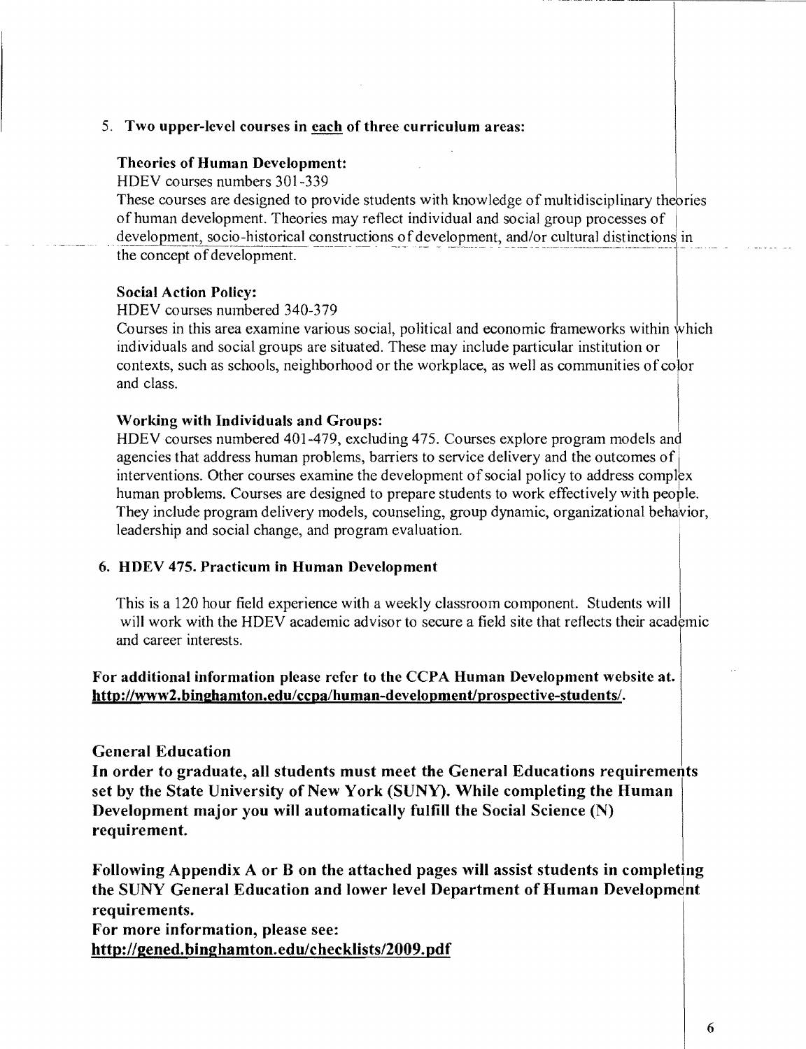5. **Two upper-level courses in <u>each</u> of three curriculum areas:**

**Theories of Human Development:**

HDEV courses numbers 301-339

These courses are designed to provide students with knowledge of multidisciplinary theories of human development. Theories may reflect individual and social group processes of development, socio-historical constructions of development, and/or cultural distinctions in the concept of development.

**Social Action Policy:**

HDEV courses numbered 340-379

Courses in this area examine various social, political and economic frameworks within which individuals and social groups are situated. These may include particular institution or contexts, such as schools, neighborhood or the workplace, as well as communities of color and class.

**Working with Individuals and Groups:**

HDEV courses numbered 401-479, excluding 475. Courses explore program models and agencies that address human problems, barriers to service delivery and the outcomes of interventions. Other courses examine the development of social policy to address complex human problems. Courses are designed to prepare students to work effectively with people. They include program delivery models, counseling, group dynamic, organizational behavior, leadership and social change, and program evaluation.

6. **HDEV 475. Practicum in Human Development**

This is a 120 hour field experience with a weekly classroom component. Students will will work with the HDEV academic advisor to secure a field site that reflects their academic and career interests.

**For additional information please refer to the CCPA Human Development website at. <u>http://www2.binghamton.edu/ccpa/human-development/prospective-students/</u>.**

## General Education

**In order to graduate, all students must meet the General Educations requirements set by the State University of New York (SUNY). While completing the Human Development major you will automatically fulfill the Social Science (N) requirement.**

**Following Appendix A or B on the attached pages will assist students in completing the SUNY General Education and lower level Department of Human Development requirements.**

**For more information, please see:**

**<u>http://gened.binghamton.edu/checklists/2009.pdf</u>**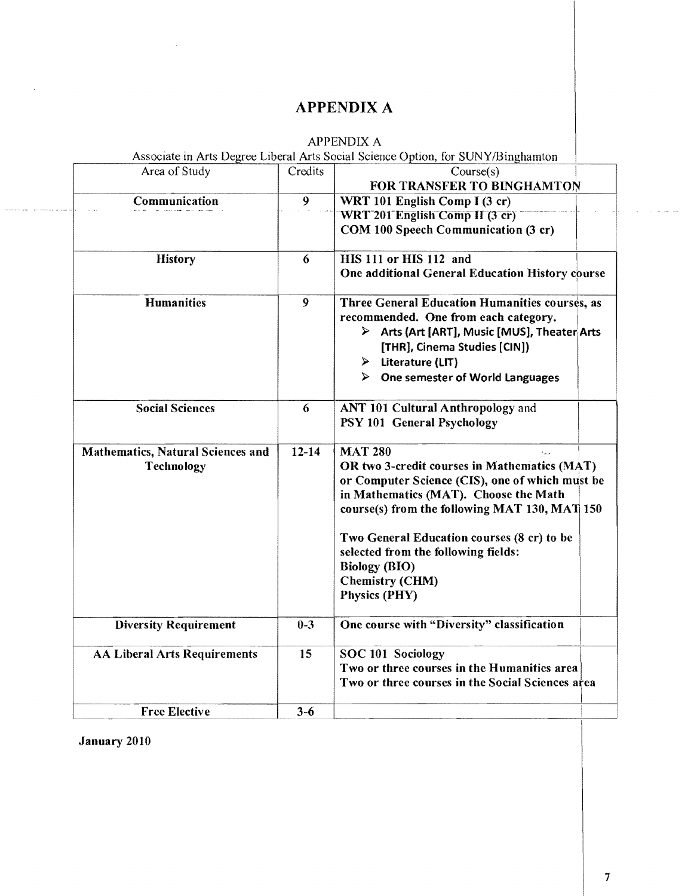# APPENDIX A

APPENDIX A

Associate in Arts Degree Liberal Arts Social Science Option, for SUNY/Binghamton

| Area of Study | Credits | Course(s)<br>**FOR TRANSFER TO BINGHAMTON** |
|---|---|---|
| **Communication** | 9 | **WRT 101 English Comp I (3 cr)**<br>**WRT 201 English Comp II (3 cr)**<br>**COM 100 Speech Communication (3 cr)** |
| **History** | 6 | **HIS 111 or HIS 112 and**<br>**One additional General Education History course** |
| **Humanities** | 9 | **Three General Education Humanities courses, as recommended. One from each category.**<br>➢ **Arts (Art [ART], Music [MUS], Theater Arts [THR], Cinema Studies [CIN])**<br>➢ **Literature (LIT)**<br>➢ **One semester of World Languages** |
| **Social Sciences** | 6 | **ANT 101 Cultural Anthropology** and<br>**PSY 101 General Psychology** |
| **Mathematics, Natural Sciences and Technology** | 12-14 | **MAT 280**<br>**OR two 3-credit courses in Mathematics (MAT) or Computer Science (CIS), one of which must be in Mathematics (MAT). Choose the Math course(s) from the following MAT 130, MAT 150**<br><br>**Two General Education courses (8 cr) to be selected from the following fields:**<br>**Biology (BIO)**<br>**Chemistry (CHM)**<br>**Physics (PHY)** |
| **Diversity Requirement** | 0-3 | **One course with "Diversity" classification** |
| **AA Liberal Arts Requirements** | 15 | **SOC 101 Sociology**<br>**Two or three courses in the Humanities area**<br>**Two or three courses in the Social Sciences area** |
| **Free Elective** | 3-6 | |

**January 2010**